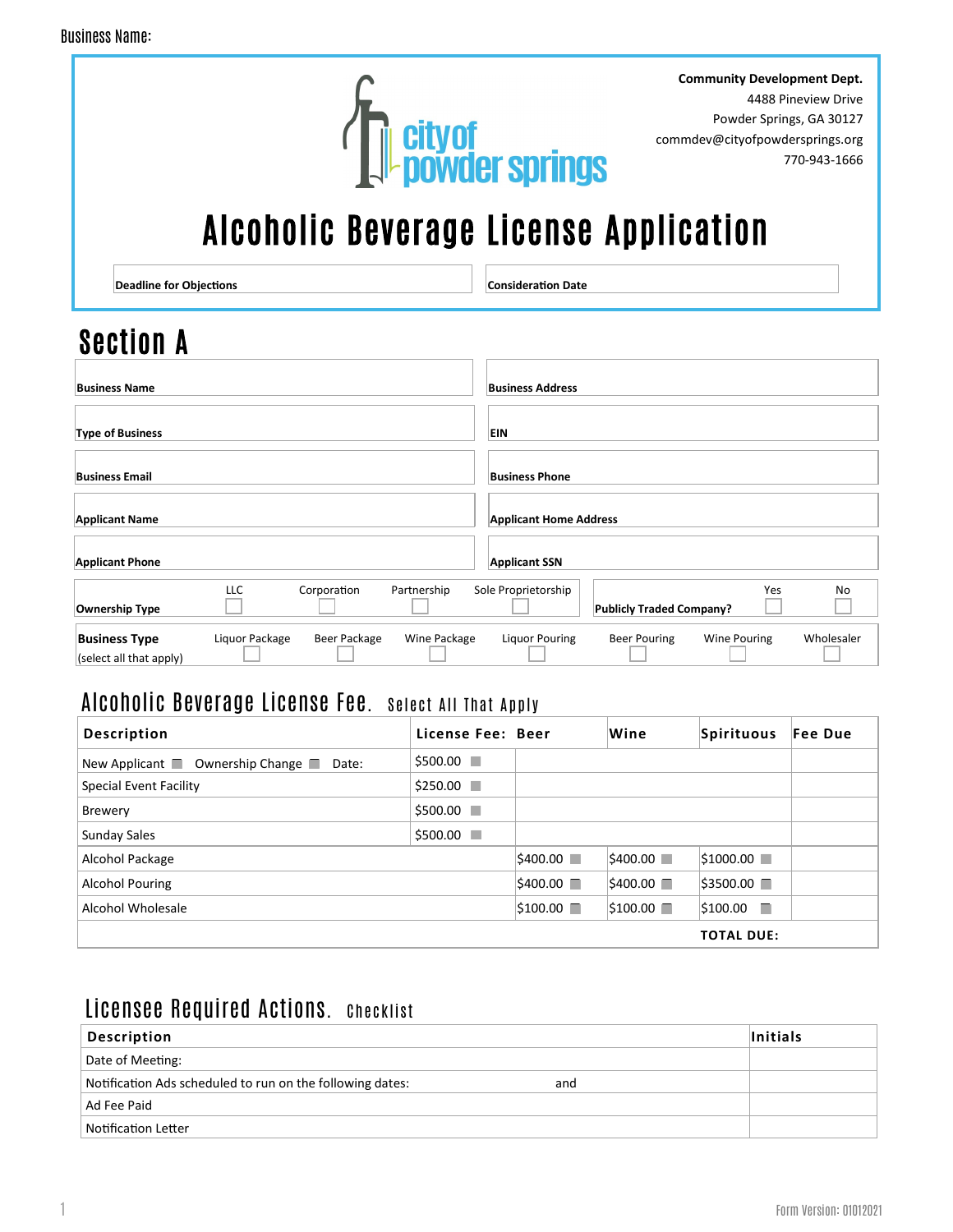Business Name:

**Community Development Dept.**
4488 Pineview Drive
Powder Springs, GA 30127
commdev@cityofpowdersprings.org
770-943-1666

# Alcoholic Beverage License Application

| Deadline for Objections | Consideration Date |
|---|---|
| | |

## Section A

| | |
|---|---|
| **Business Name** | **Business Address** |
| **Type of Business** | **EIN** |
| **Business Email** | **Business Phone** |
| **Applicant Name** | **Applicant Home Address** |
| **Applicant Phone** | **Applicant SSN** |

**Ownership Type** ☐ LLC ☐ Corporation ☐ Partnership ☐ Sole Proprietorship

**Publicly Traded Company?** ☐ Yes ☐ No

**Business Type** (select all that apply) ☐ Liquor Package ☐ Beer Package ☐ Wine Package ☐ Liquor Pouring ☐ Beer Pouring ☐ Wine Pouring ☐ Wholesaler

## Alcoholic Beverage License Fee. Select All That Apply

| Description | License Fee: | Beer | Wine | Spirituous | Fee Due |
|---|---|---|---|---|---|
| New Applicant ☐ Ownership Change ☐ Date: | $500.00 ☐ | | | | |
| Special Event Facility | $250.00 ☐ | | | | |
| Brewery | $500.00 ☐ | | | | |
| Sunday Sales | $500.00 ☐ | | | | |
| Alcohol Package | | $400.00 ☐ | $400.00 ☐ | $1000.00 ☐ | |
| Alcohol Pouring | | $400.00 ☐ | $400.00 ☐ | $3500.00 ☐ | |
| Alcohol Wholesale | | $100.00 ☐ | $100.00 ☐ | $100.00 ☐ | |
| | | | | **TOTAL DUE:** | |

## Licensee Required Actions. Checklist

| Description | Initials |
|---|---|
| Date of Meeting: | |
| Notification Ads scheduled to run on the following dates: and | |
| Ad Fee Paid | |
| Notification Letter | |

Form Version: 01012021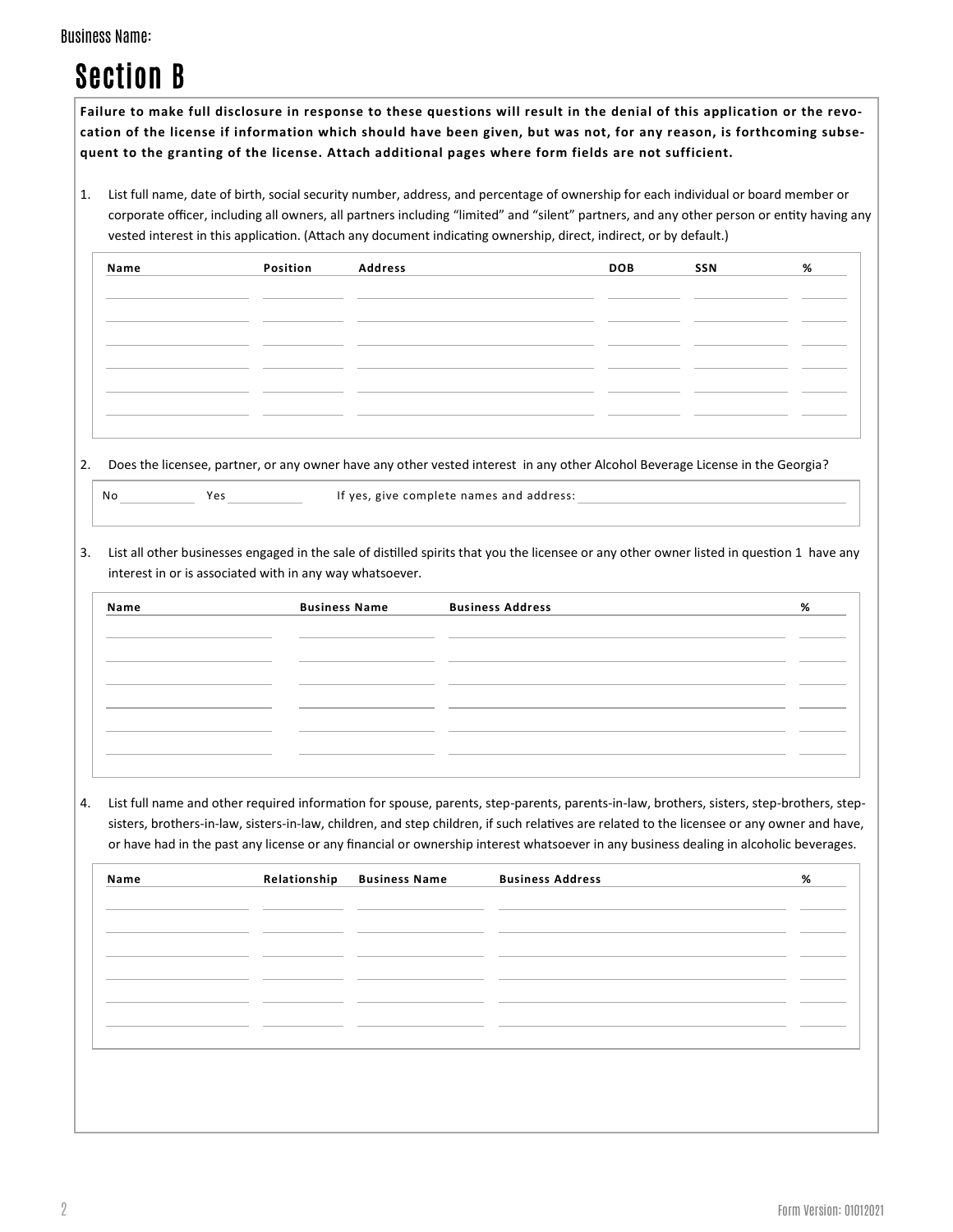Business Name:

# Section B

**Failure to make full disclosure in response to these questions will result in the denial of this application or the revocation of the license if information which should have been given, but was not, for any reason, is forthcoming subsequent to the granting of the license. Attach additional pages where form fields are not sufficient.**

1. List full name, date of birth, social security number, address, and percentage of ownership for each individual or board member or corporate officer, including all owners, all partners including "limited" and "silent" partners, and any other person or entity having any vested interest in this application. (Attach any document indicating ownership, direct, indirect, or by default.)

| Name | Position | Address | DOB | SSN | % |
|---|---|---|---|---|---|
| | | | | | |
| | | | | | |
| | | | | | |
| | | | | | |
| | | | | | |
| | | | | | |

2. Does the licensee, partner, or any owner have any other vested interest in any other Alcohol Beverage License in the Georgia?

No ________ Yes ________ If yes, give complete names and address: ____________________

3. List all other businesses engaged in the sale of distilled spirits that you the licensee or any other owner listed in question 1 have any interest in or is associated with in any way whatsoever.

| Name | Business Name | Business Address | % |
|---|---|---|---|
| | | | |
| | | | |
| | | | |
| | | | |
| | | | |
| | | | |

4. List full name and other required information for spouse, parents, step-parents, parents-in-law, brothers, sisters, step-brothers, step-sisters, brothers-in-law, sisters-in-law, children, and step children, if such relatives are related to the licensee or any owner and have, or have had in the past any license or any financial or ownership interest whatsoever in any business dealing in alcoholic beverages.

| Name | Relationship | Business Name | Business Address | % |
|---|---|---|---|---|
| | | | | |
| | | | | |
| | | | | |
| | | | | |
| | | | | |
| | | | | |

Form Version: 01012021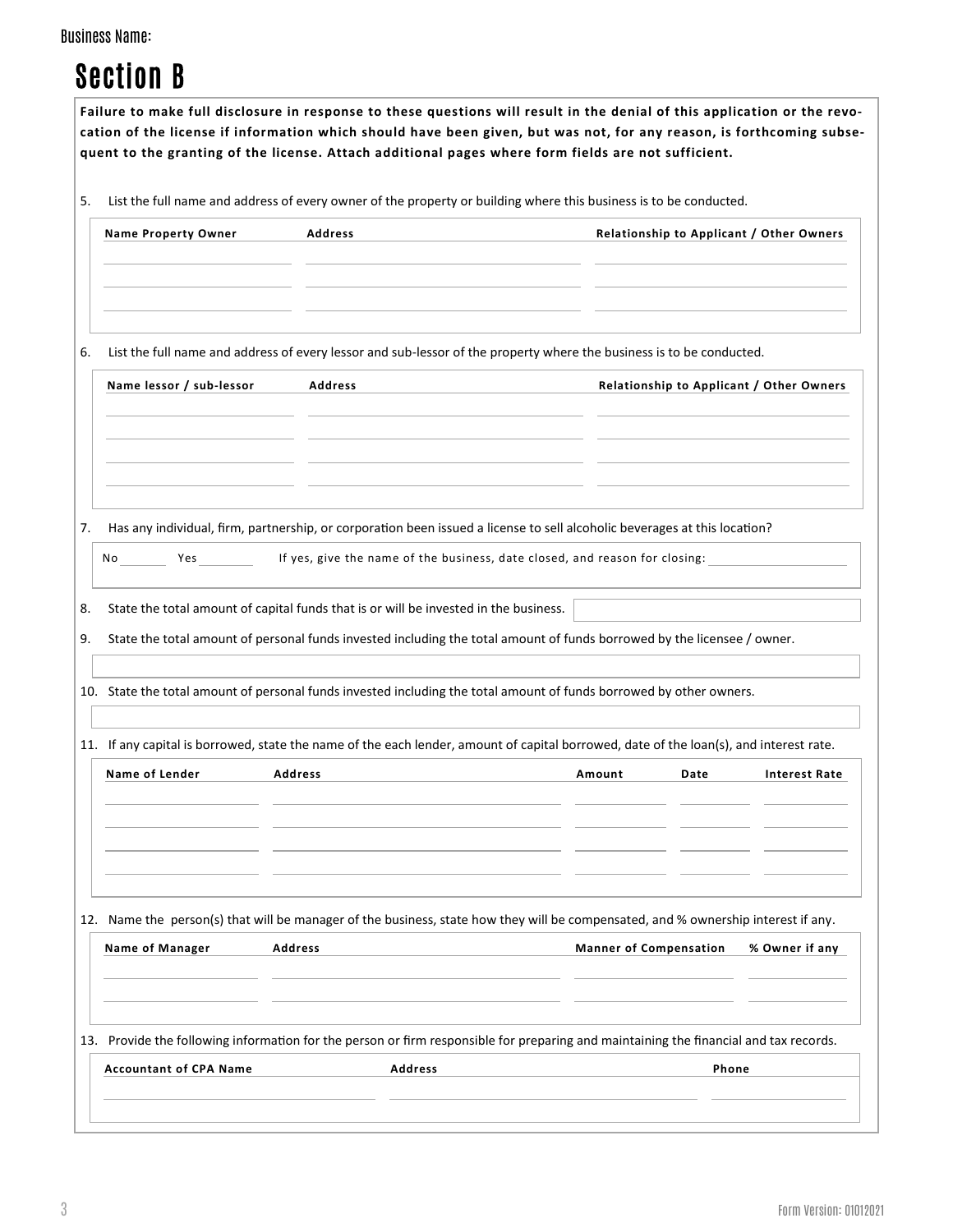Business Name:

# Section B

**Failure to make full disclosure in response to these questions will result in the denial of this application or the revocation of the license if information which should have been given, but was not, for any reason, is forthcoming subsequent to the granting of the license. Attach additional pages where form fields are not sufficient.**

5. List the full name and address of every owner of the property or building where this business is to be conducted.

| Name Property Owner | Address | Relationship to Applicant / Other Owners |
|---|---|---|
| | | |
| | | |
| | | |

6. List the full name and address of every lessor and sub-lessor of the property where the business is to be conducted.

| Name lessor / sub-lessor | Address | Relationship to Applicant / Other Owners |
|---|---|---|
| | | |
| | | |
| | | |
| | | |

7. Has any individual, firm, partnership, or corporation been issued a license to sell alcoholic beverages at this location?

No \_\_\_\_\_\_ Yes \_\_\_\_\_\_ If yes, give the name of the business, date closed, and reason for closing: \_\_\_\_\_\_\_\_\_\_\_\_

8. State the total amount of capital funds that is or will be invested in the business.

9. State the total amount of personal funds invested including the total amount of funds borrowed by the licensee / owner.

10. State the total amount of personal funds invested including the total amount of funds borrowed by other owners.

11. If any capital is borrowed, state the name of the each lender, amount of capital borrowed, date of the loan(s), and interest rate.

| Name of Lender | Address | Amount | Date | Interest Rate |
|---|---|---|---|---|
| | | | | |
| | | | | |
| | | | | |
| | | | | |

12. Name the person(s) that will be manager of the business, state how they will be compensated, and % ownership interest if any.

| Name of Manager | Address | Manner of Compensation | % Owner if any |
|---|---|---|---|
| | | | |
| | | | |

13. Provide the following information for the person or firm responsible for preparing and maintaining the financial and tax records.

| Accountant of CPA Name | Address | Phone |
|---|---|---|
| | | |

Form Version: 01012021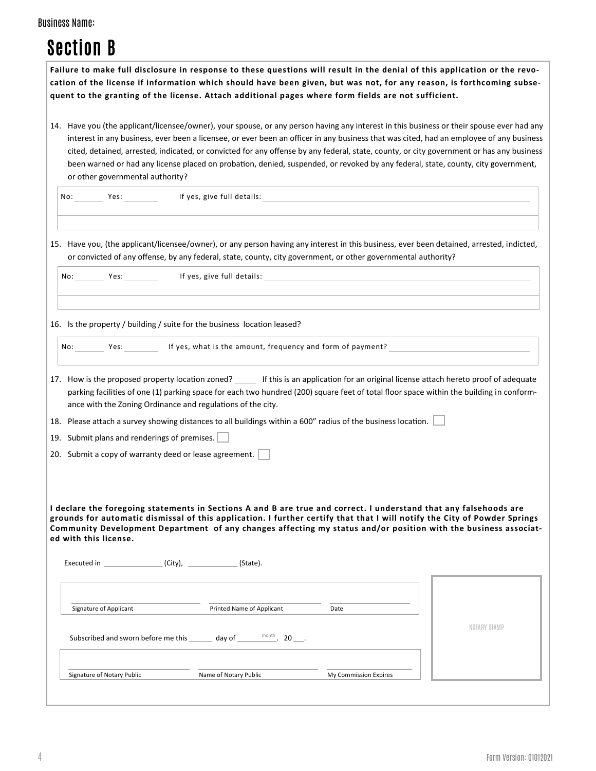Business Name:

# Section B

**Failure to make full disclosure in response to these questions will result in the denial of this application or the revocation of the license if information which should have been given, but was not, for any reason, is forthcoming subsequent to the granting of the license. Attach additional pages where form fields are not sufficient.**

14. Have you (the applicant/licensee/owner), your spouse, or any person having any interest in this business or their spouse ever had any interest in any business, ever been a licensee, or ever been an officer in any business that was cited, had an employee of any business cited, detained, arrested, indicated, or convicted for any offense by any federal, state, county, or city government or has any business been warned or had any license placed on probation, denied, suspended, or revoked by any federal, state, county, city government, or other governmental authority?

    No: _______ Yes: ________ If yes, give full details: ____________________

15. Have you, (the applicant/licensee/owner), or any person having any interest in this business, ever been detained, arrested, indicted, or convicted of any offense, by any federal, state, county, city government, or other governmental authority?

    No: _______ Yes: ________ If yes, give full details: ____________________

16. Is the property / building / suite for the business location leased?

    No: _______ Yes: ________ If yes, what is the amount, frequency and form of payment? ____________________

17. How is the proposed property location zoned? _____ If this is an application for an original license attach hereto proof of adequate parking facilities of one (1) parking space for each two hundred (200) square feet of total floor space within the building in conformance with the Zoning Ordinance and regulations of the city.
18. Please attach a survey showing distances to all buildings within a 600" radius of the business location. ☐
19. Submit plans and renderings of premises. ☐
20. Submit a copy of warranty deed or lease agreement. ☐

**I declare the foregoing statements in Sections A and B are true and correct. I understand that any falsehoods are grounds for automatic dismissal of this application. I further certify that that I will notify the City of Powder Springs Community Development Department of any changes affecting my status and/or position with the business associated with this license.**

Executed in ______________ (City), ____________ (State).

| ______________________ | ______________________ | __________ |
|---|---|---|
| Signature of Applicant | Printed Name of Applicant | Date |

Subscribed and sworn before me this ______ day of __________ (month). 20 ___.

| ______________________ | ______________________ | __________ |
|---|---|---|
| Signature of Notary Public | Name of Notary Public | My Commission Expires |

NOTARY STAMP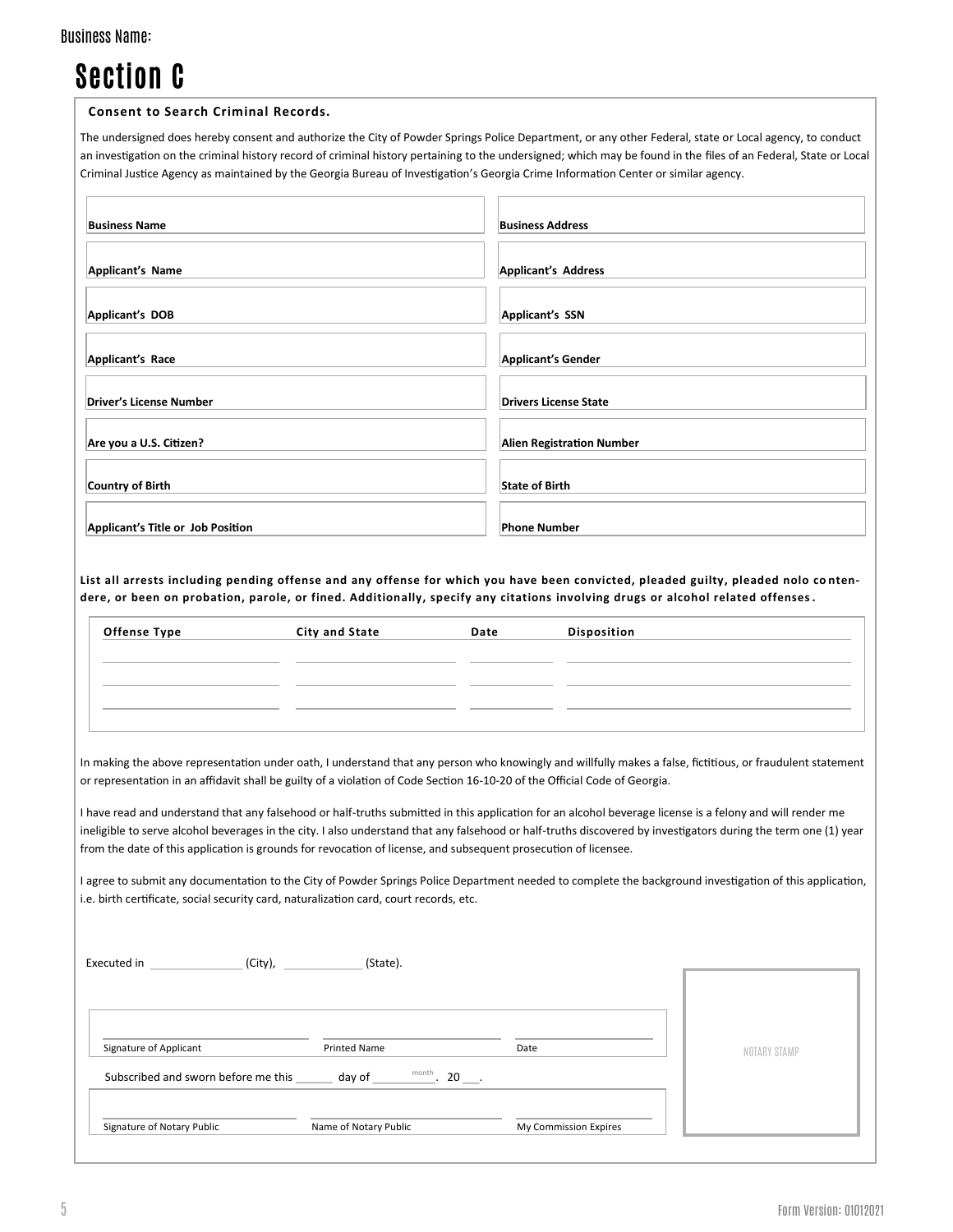Business Name:

# Section C

**Consent to Search Criminal Records.**

The undersigned does hereby consent and authorize the City of Powder Springs Police Department, or any other Federal, state or Local agency, to conduct an investigation on the criminal history record of criminal history pertaining to the undersigned; which may be found in the files of an Federal, State or Local Criminal Justice Agency as maintained by the Georgia Bureau of Investigation's Georgia Crime Information Center or similar agency.

| | |
|---|---|
| **Business Name** | **Business Address** |
| **Applicant's Name** | **Applicant's Address** |
| **Applicant's DOB** | **Applicant's SSN** |
| **Applicant's Race** | **Applicant's Gender** |
| **Driver's License Number** | **Drivers License State** |
| **Are you a U.S. Citizen?** | **Alien Registration Number** |
| **Country of Birth** | **State of Birth** |
| **Applicant's Title or Job Position** | **Phone Number** |

**List all arrests including pending offense and any offense for which you have been convicted, pleaded guilty, pleaded nolo contendere, or been on probation, parole, or fined. Additionally, specify any citations involving drugs or alcohol related offenses.**

| Offense Type | City and State | Date | Disposition |
|---|---|---|---|
| | | | |
| | | | |
| | | | |

In making the above representation under oath, I understand that any person who knowingly and willfully makes a false, fictitious, or fraudulent statement or representation in an affidavit shall be guilty of a violation of Code Section 16-10-20 of the Official Code of Georgia.

I have read and understand that any falsehood or half-truths submitted in this application for an alcohol beverage license is a felony and will render me ineligible to serve alcohol beverages in the city. I also understand that any falsehood or half-truths discovered by investigators during the term one (1) year from the date of this application is grounds for revocation of license, and subsequent prosecution of licensee.

I agree to submit any documentation to the City of Powder Springs Police Department needed to complete the background investigation of this application, i.e. birth certificate, social security card, naturalization card, court records, etc.

Executed in ______________ (City), ____________ (State).

| | | |
|---|---|---|
| Signature of Applicant | Printed Name | Date |

Subscribed and sworn before me this ______ day of __________ (month). 20 ___.

| | | |
|---|---|---|
| Signature of Notary Public | Name of Notary Public | My Commission Expires |

NOTARY STAMP

Form Version: 01012021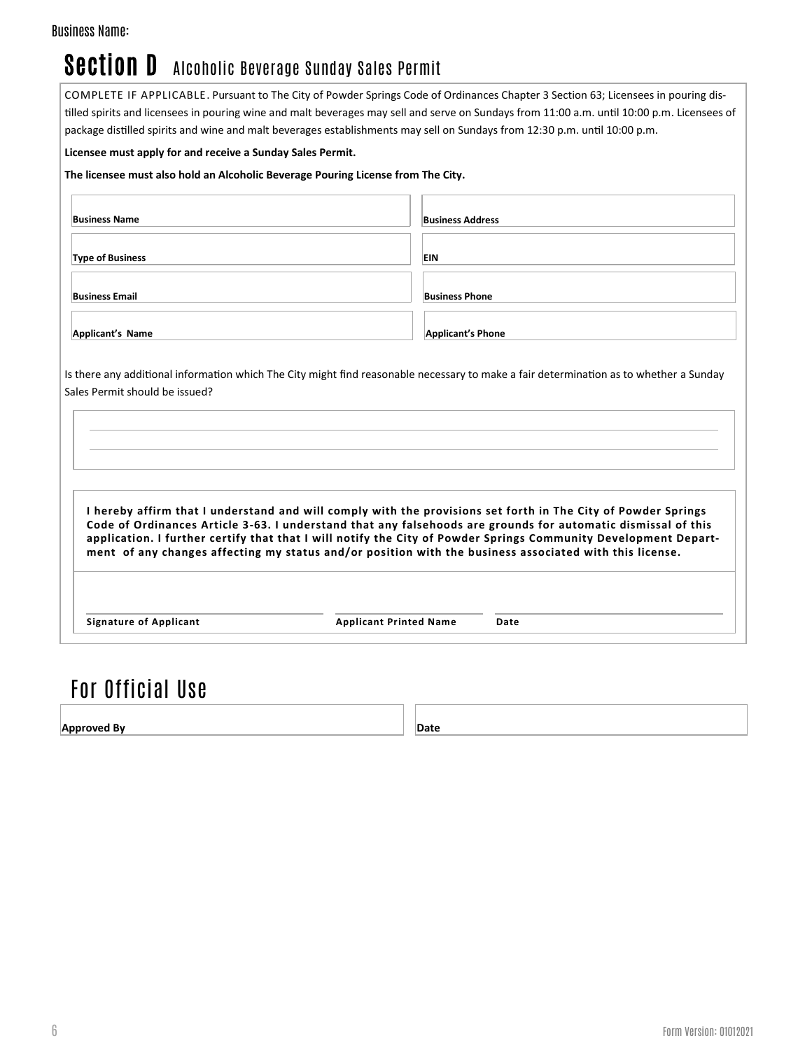Business Name:

# Section D Alcoholic Beverage Sunday Sales Permit

COMPLETE IF APPLICABLE. Pursuant to The City of Powder Springs Code of Ordinances Chapter 3 Section 63; Licensees in pouring distilled spirits and licensees in pouring wine and malt beverages may sell and serve on Sundays from 11:00 a.m. until 10:00 p.m. Licensees of package distilled spirits and wine and malt beverages establishments may sell on Sundays from 12:30 p.m. until 10:00 p.m.

**Licensee must apply for and receive a Sunday Sales Permit.**

**The licensee must also hold an Alcoholic Beverage Pouring License from The City.**

| | |
|---|---|
| **Business Name** | **Business Address** |
| **Type of Business** | **EIN** |
| **Business Email** | **Business Phone** |
| **Applicant's Name** | **Applicant's Phone** |

Is there any additional information which The City might find reasonable necessary to make a fair determination as to whether a Sunday Sales Permit should be issued?

______________________________________________________________________

______________________________________________________________________

**I hereby affirm that I understand and will comply with the provisions set forth in The City of Powder Springs Code of Ordinances Article 3-63. I understand that any falsehoods are grounds for automatic dismissal of this application. I further certify that that I will notify the City of Powder Springs Community Development Department of any changes affecting my status and/or position with the business associated with this license.**

| | | |
|---|---|---|
| **Signature of Applicant** | **Applicant Printed Name** | **Date** |

## For Official Use

| | |
|---|---|
| **Approved By** | **Date** |

Form Version: 01012021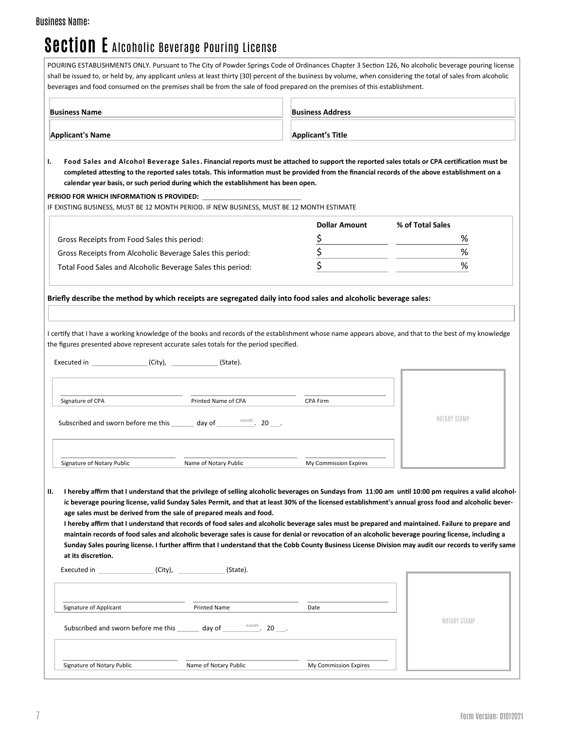Business Name:

# Section E Alcoholic Beverage Pouring License

POURING ESTABLISHMENTS ONLY. Pursuant to The City of Powder Springs Code of Ordinances Chapter 3 Section 126, No alcoholic beverage pouring license shall be issued to, or held by, any applicant unless at least thirty (30) percent of the business by volume, when considering the total of sales from alcoholic beverages and food consumed on the premises shall be from the sale of food prepared on the premises of this establishment.

| **Business Name** | **Business Address** |
|---|---|
| **Applicant's Name** | **Applicant's Title** |

**I. Food Sales and Alcohol Beverage Sales. Financial reports must be attached to support the reported sales totals or CPA certification must be completed attesting to the reported sales totals. This information must be provided from the financial records of the above establishment on a calendar year basis, or such period during which the establishment has been open.**

**PERIOD FOR WHICH INFORMATION IS PROVIDED:** ___________________________

IF EXISTING BUSINESS, MUST BE 12 MONTH PERIOD. IF NEW BUSINESS, MUST BE 12 MONTH ESTIMATE

| | **Dollar Amount** | **% of Total Sales** |
|---|---|---|
| Gross Receipts from Food Sales this period: | $ | % |
| Gross Receipts from Alcoholic Beverage Sales this period: | $ | % |
| Total Food Sales and Alcoholic Beverage Sales this period: | $ | % |

**Briefly describe the method by which receipts are segregated daily into food sales and alcoholic beverage sales:**

I certify that I have a working knowledge of the books and records of the establishment whose name appears above, and that to the best of my knowledge the figures presented above represent accurate sales totals for the period specified.

Executed in _______________ (City), _____________ (State).

| Signature of CPA | Printed Name of CPA | CPA Firm |
|---|---|---|

Subscribed and sworn before me this ______ day of __________ (month). 20 ___.

| Signature of Notary Public | Name of Notary Public | My Commission Expires |
|---|---|---|

NOTARY STAMP

**II. I hereby affirm that I understand that the privilege of selling alcoholic beverages on Sundays from 11:00 am until 10:00 pm requires a valid alcoholic beverage pouring license, valid Sunday Sales Permit, and that at least 30% of the licensed establishment's annual gross food and alcoholic beverage sales must be derived from the sale of prepared meals and food.**

**I hereby affirm that I understand that records of food sales and alcoholic beverage sales must be prepared and maintained. Failure to prepare and maintain records of food sales and alcoholic beverage sales is cause for denial or revocation of an alcoholic beverage pouring license, including a Sunday Sales pouring license. I further affirm that I understand that the Cobb County Business License Division may audit our records to verify same at its discretion.**

Executed in _______________ (City), _____________ (State).

| Signature of Applicant | Printed Name | Date |
|---|---|---|

Subscribed and sworn before me this ______ day of __________ (month). 20 ___.

| Signature of Notary Public | Name of Notary Public | My Commission Expires |
|---|---|---|

NOTARY STAMP

Form Version: 01012021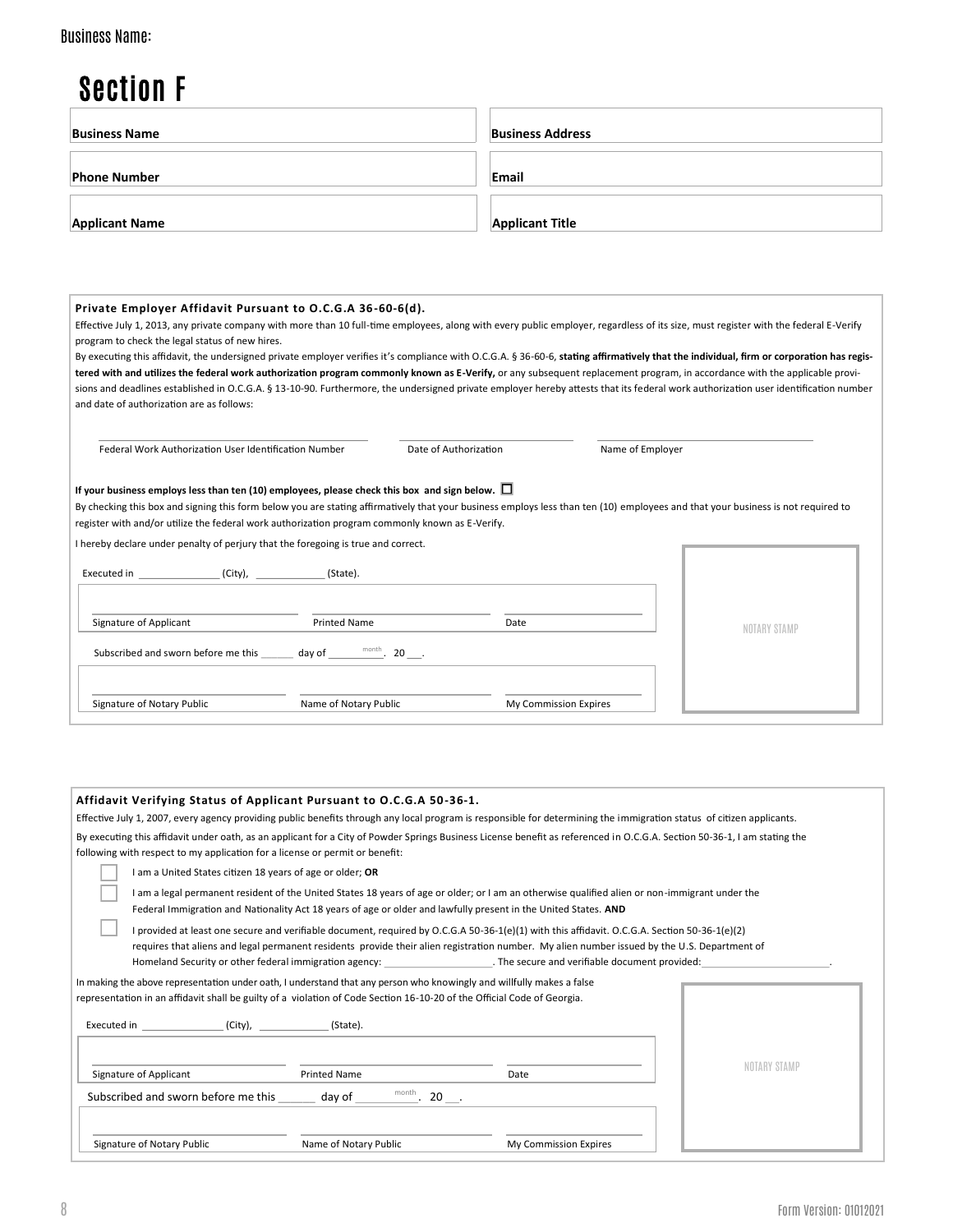Business Name:

# Section F

| Business Name | Business Address |
|---|---|
| Phone Number | Email |
| Applicant Name | Applicant Title |

**Private Employer Affidavit Pursuant to O.C.G.A 36-60-6(d).**

Effective July 1, 2013, any private company with more than 10 full-time employees, along with every public employer, regardless of its size, must register with the federal E-Verify program to check the legal status of new hires.

By executing this affidavit, the undersigned private employer verifies it's compliance with O.C.G.A. § 36-60-6, **stating affirmatively that the individual, firm or corporation has registered with and utilizes the federal work authorization program commonly known as E-Verify,** or any subsequent replacement program, in accordance with the applicable provisions and deadlines established in O.C.G.A. § 13-10-90. Furthermore, the undersigned private employer hereby attests that its federal work authorization user identification number and date of authorization are as follows:

______________________ Federal Work Authorization User Identification Number

______________________ Date of Authorization

______________________ Name of Employer

**If your business employs less than ten (10) employees, please check this box and sign below.** ☐

By checking this box and signing this form below you are stating affirmatively that your business employs less than ten (10) employees and that your business is not required to register with and/or utilize the federal work authorization program commonly known as E-Verify.

I hereby declare under penalty of perjury that the foregoing is true and correct.

Executed in ______________ (City), ____________ (State).

______________________ Signature of Applicant

______________________ Printed Name

______________________ Date

Subscribed and sworn before me this ______ day of __________ (month). 20 ___.

______________________ Signature of Notary Public

______________________ Name of Notary Public

______________________ My Commission Expires

NOTARY STAMP

**Affidavit Verifying Status of Applicant Pursuant to O.C.G.A 50-36-1.**

Effective July 1, 2007, every agency providing public benefits through any local program is responsible for determining the immigration status of citizen applicants.

By executing this affidavit under oath, as an applicant for a City of Powder Springs Business License benefit as referenced in O.C.G.A. Section 50-36-1, I am stating the following with respect to my application for a license or permit or benefit:

- ☐ I am a United States citizen 18 years of age or older; **OR**
- ☐ I am a legal permanent resident of the United States 18 years of age or older; or I am an otherwise qualified alien or non-immigrant under the Federal Immigration and Nationality Act 18 years of age or older and lawfully present in the United States. **AND**
- ☐ I provided at least one secure and verifiable document, required by O.C.G.A 50-36-1(e)(1) with this affidavit. O.C.G.A. Section 50-36-1(e)(2) requires that aliens and legal permanent residents provide their alien registration number. My alien number issued by the U.S. Department of Homeland Security or other federal immigration agency: ____________________. The secure and verifiable document provided: ______________________.

In making the above representation under oath, I understand that any person who knowingly and willfully makes a false representation in an affidavit shall be guilty of a violation of Code Section 16-10-20 of the Official Code of Georgia.

Executed in ______________ (City), ____________ (State).

______________________ Signature of Applicant

______________________ Printed Name

______________________ Date

Subscribed and sworn before me this ______ day of __________ (month). 20 ___.

______________________ Signature of Notary Public

______________________ Name of Notary Public

______________________ My Commission Expires

NOTARY STAMP

Form Version: 01012021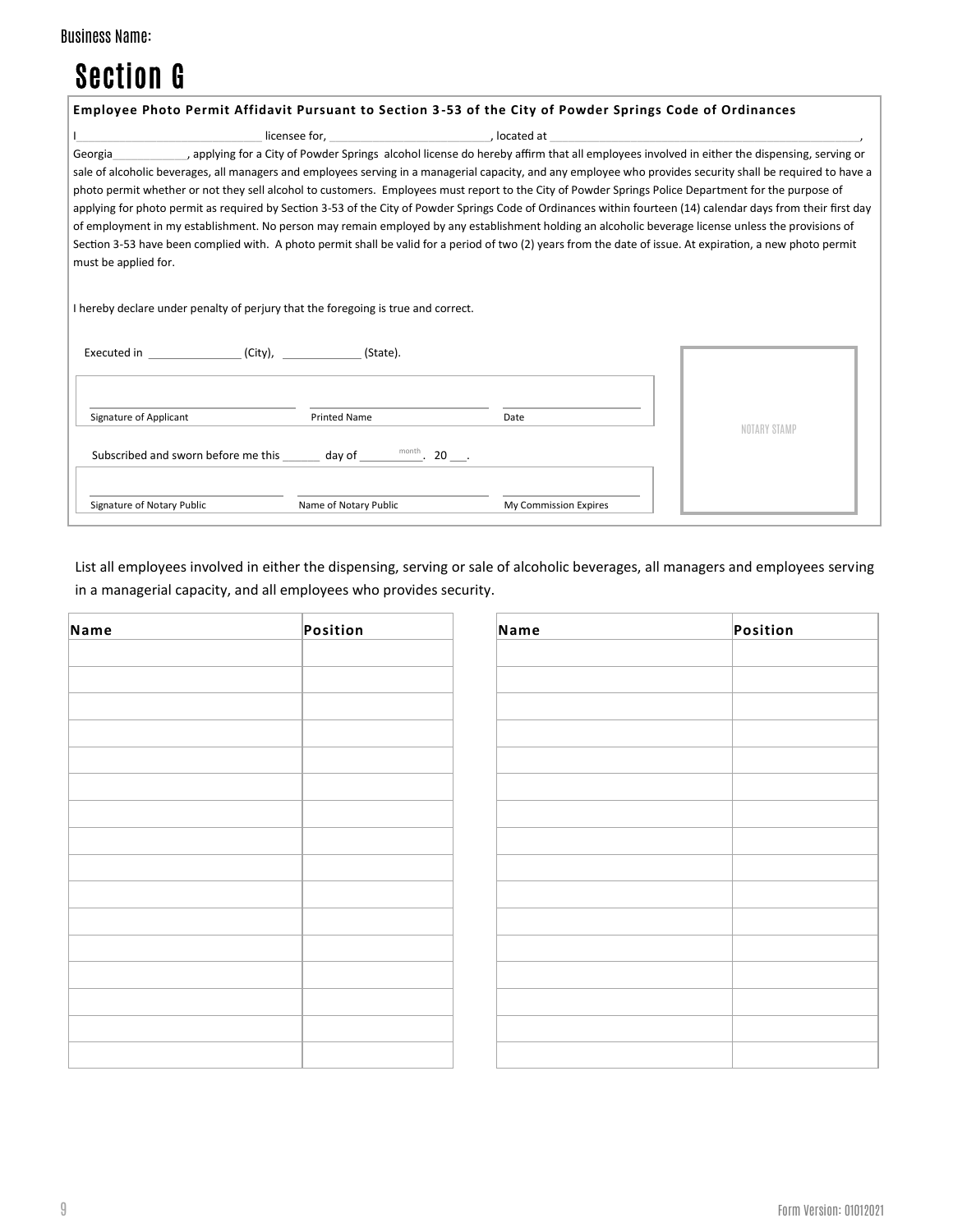Business Name:

# Section G

**Employee Photo Permit Affidavit Pursuant to Section 3-53 of the City of Powder Springs Code of Ordinances**

I______________________________ licensee for, _________________________, located at ______________________________________________, Georgia____________, applying for a City of Powder Springs alcohol license do hereby affirm that all employees involved in either the dispensing, serving or sale of alcoholic beverages, all managers and employees serving in a managerial capacity, and any employee who provides security shall be required to have a photo permit whether or not they sell alcohol to customers. Employees must report to the City of Powder Springs Police Department for the purpose of applying for photo permit as required by Section 3-53 of the City of Powder Springs Code of Ordinances within fourteen (14) calendar days from their first day of employment in my establishment. No person may remain employed by any establishment holding an alcoholic beverage license unless the provisions of Section 3-53 have been complied with. A photo permit shall be valid for a period of two (2) years from the date of issue. At expiration, a new photo permit must be applied for.

I hereby declare under penalty of perjury that the foregoing is true and correct.

Executed in _______________ (City), _____________ (State).

| Signature of Applicant | Printed Name | Date |
|---|---|---|
| | | |

Subscribed and sworn before me this ______ day of __________ (month). 20 ___.

| Signature of Notary Public | Name of Notary Public | My Commission Expires |
|---|---|---|
| | | |

NOTARY STAMP

List all employees involved in either the dispensing, serving or sale of alcoholic beverages, all managers and employees serving in a managerial capacity, and all employees who provides security.

| Name | Position |
|---|---|
| | |
| | |
| | |
| | |
| | |
| | |
| | |
| | |
| | |
| | |
| | |
| | |
| | |
| | |
| | |
| | |

| Name | Position |
|---|---|
| | |
| | |
| | |
| | |
| | |
| | |
| | |
| | |
| | |
| | |
| | |
| | |
| | |
| | |
| | |
| | |

Form Version: 01012021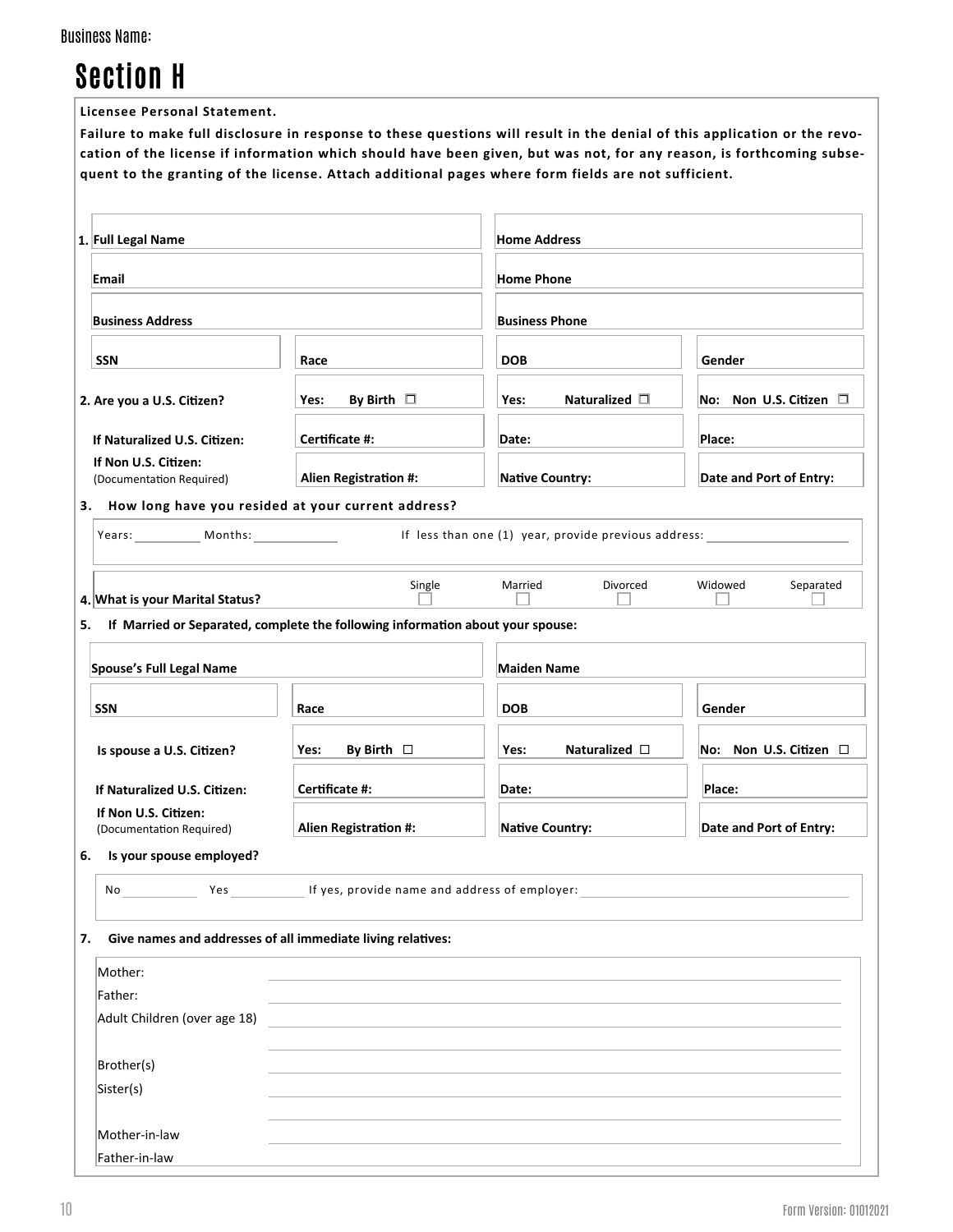Business Name:

# Section H

**Licensee Personal Statement.**

**Failure to make full disclosure in response to these questions will result in the denial of this application or the revocation of the license if information which should have been given, but was not, for any reason, is forthcoming subsequent to the granting of the license. Attach additional pages where form fields are not sufficient.**

**1.**

| **Full Legal Name** | | **Home Address** | |
|---|---|---|---|
| **Email** | | **Home Phone** | |
| **Business Address** | | **Business Phone** | |
| **SSN** | **Race** | **DOB** | **Gender** |

| **2. Are you a U.S. Citizen?** | **Yes: By Birth** ☐ | **Yes: Naturalized** ☐ | **No: Non U.S. Citizen** ☐ |
|---|---|---|---|
| **If Naturalized U.S. Citizen:** | **Certificate #:** | **Date:** | **Place:** |
| **If Non U.S. Citizen:** (Documentation Required) | **Alien Registration #:** | **Native Country:** | **Date and Port of Entry:** |

**3. How long have you resided at your current address?**

Years: ________ Months: ________ If less than one (1) year, provide previous address: ____________________

**4. What is your Marital Status?** Single ☐ Married ☐ Divorced ☐ Widowed ☐ Separated ☐

**5. If Married or Separated, complete the following information about your spouse:**

| **Spouse's Full Legal Name** | | **Maiden Name** | |
|---|---|---|---|
| **SSN** | **Race** | **DOB** | **Gender** |

| **Is spouse a U.S. Citizen?** | **Yes: By Birth** ☐ | **Yes: Naturalized** ☐ | **No: Non U.S. Citizen** ☐ |
|---|---|---|---|
| **If Naturalized U.S. Citizen:** | **Certificate #:** | **Date:** | **Place:** |
| **If Non U.S. Citizen:** (Documentation Required) | **Alien Registration #:** | **Native Country:** | **Date and Port of Entry:** |

**6. Is your spouse employed?**

No ________ Yes ________ If yes, provide name and address of employer: ____________________

**7. Give names and addresses of all immediate living relatives:**

Mother: ____________________

Father: ____________________

Adult Children (over age 18) ____________________

____________________

Brother(s) ____________________

Sister(s) ____________________

____________________

Mother-in-law ____________________

Father-in-law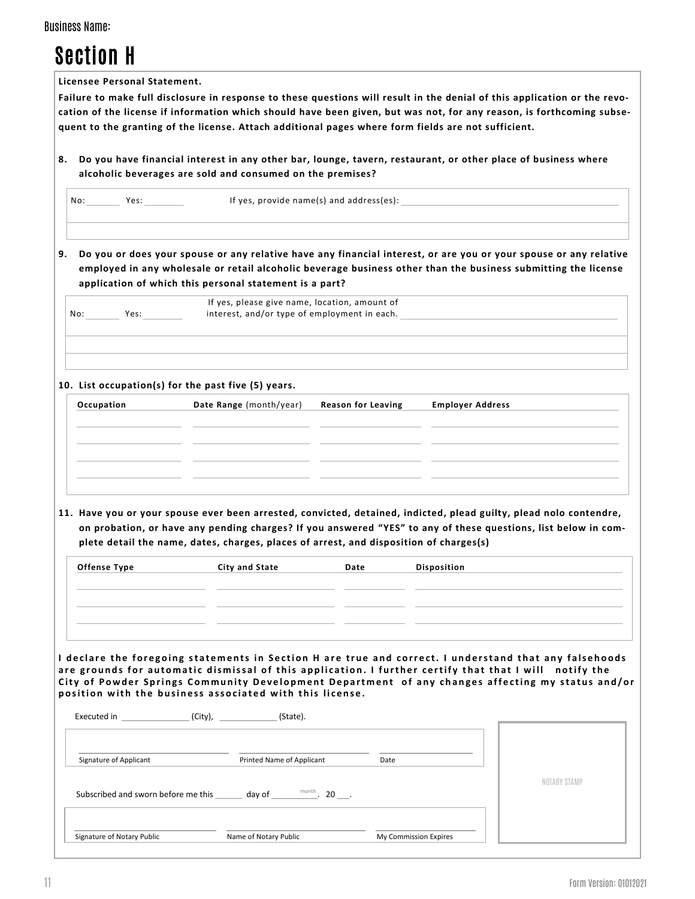Business Name:

# Section H

**Licensee Personal Statement.**

**Failure to make full disclosure in response to these questions will result in the denial of this application or the revocation of the license if information which should have been given, but was not, for any reason, is forthcoming subsequent to the granting of the license. Attach additional pages where form fields are not sufficient.**

**8. Do you have financial interest in any other bar, lounge, tavern, restaurant, or other place of business where alcoholic beverages are sold and consumed on the premises?**

No: ______ Yes: ______ If yes, provide name(s) and address(es): ______________________________

______________________________

**9. Do you or does your spouse or any relative have any financial interest, or are you or your spouse or any relative employed in any wholesale or retail alcoholic beverage business other than the business submitting the license application of which this personal statement is a part?**

No: ______ Yes: ______ If yes, please give name, location, amount of interest, and/or type of employment in each. ______________________________

______________________________

______________________________

**10. List occupation(s) for the past five (5) years.**

| Occupation | Date Range (month/year) | Reason for Leaving | Employer Address |
|---|---|---|---|
| | | | |
| | | | |
| | | | |
| | | | |

**11. Have you or your spouse ever been arrested, convicted, detained, indicted, plead guilty, plead nolo contendre, on probation, or have any pending charges? If you answered "YES" to any of these questions, list below in complete detail the name, dates, charges, places of arrest, and disposition of charges(s)**

| Offense Type | City and State | Date | Disposition |
|---|---|---|---|
| | | | |
| | | | |
| | | | |

**I declare the foregoing statements in Section H are true and correct. I understand that any falsehoods are grounds for automatic dismissal of this application. I further certify that that I will notify the City of Powder Springs Community Development Department of any changes affecting my status and/or position with the business associated with this license.**

Executed in ______________ (City), ____________ (State).

| Signature of Applicant | Printed Name of Applicant | Date |
|---|---|---|
| | | |

Subscribed and sworn before me this ______ day of ________ (month). 20 ___.

| Signature of Notary Public | Name of Notary Public | My Commission Expires |
|---|---|---|
| | | |

NOTARY STAMP

Form Version: 01012021